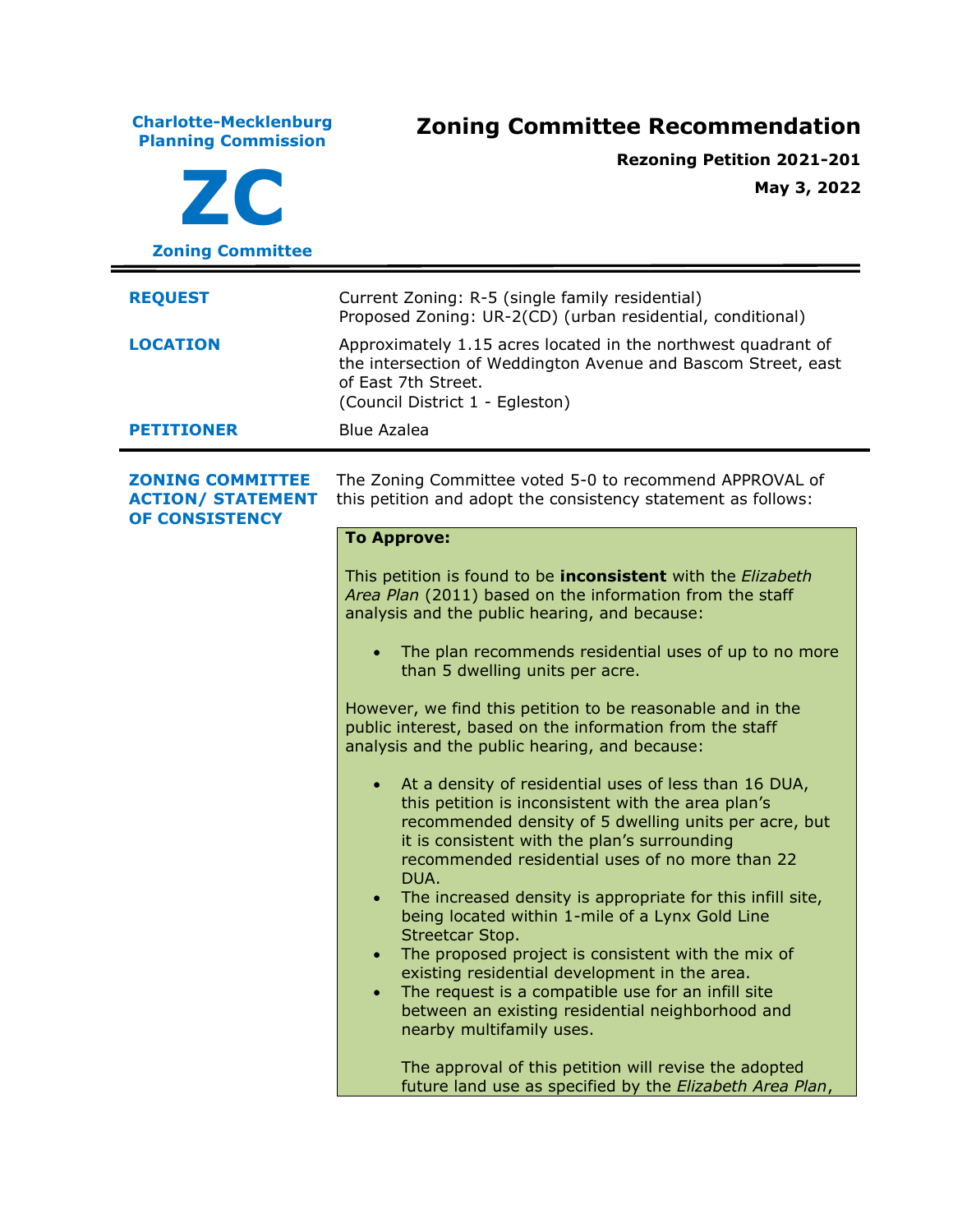**Charlotte-Mecklenburg Planning Commission**

**ZC**

**Zoning Committee**

# Zoning Committee Recommendation

**Rezoning Petition 2021-201**

**May 3, 2022**

| | |
|---|---|
| **REQUEST** | Current Zoning: R-5 (single family residential)<br>Proposed Zoning: UR-2(CD) (urban residential, conditional) |
| **LOCATION** | Approximately 1.15 acres located in the northwest quadrant of the intersection of Weddington Avenue and Bascom Street, east of East 7th Street.<br>(Council District 1 - Egleston) |
| **PETITIONER** | Blue Azalea |

**ZONING COMMITTEE ACTION/ STATEMENT OF CONSISTENCY**

The Zoning Committee voted 5-0 to recommend APPROVAL of this petition and adopt the consistency statement as follows:

**To Approve:**

This petition is found to be **inconsistent** with the *Elizabeth Area Plan* (2011) based on the information from the staff analysis and the public hearing, and because:

- The plan recommends residential uses of up to no more than 5 dwelling units per acre.

However, we find this petition to be reasonable and in the public interest, based on the information from the staff analysis and the public hearing, and because:

- At a density of residential uses of less than 16 DUA, this petition is inconsistent with the area plan's recommended density of 5 dwelling units per acre, but it is consistent with the plan's surrounding recommended residential uses of no more than 22 DUA.
- The increased density is appropriate for this infill site, being located within 1-mile of a Lynx Gold Line Streetcar Stop.
- The proposed project is consistent with the mix of existing residential development in the area.
- The request is a compatible use for an infill site between an existing residential neighborhood and nearby multifamily uses.

The approval of this petition will revise the adopted future land use as specified by the *Elizabeth Area Plan*,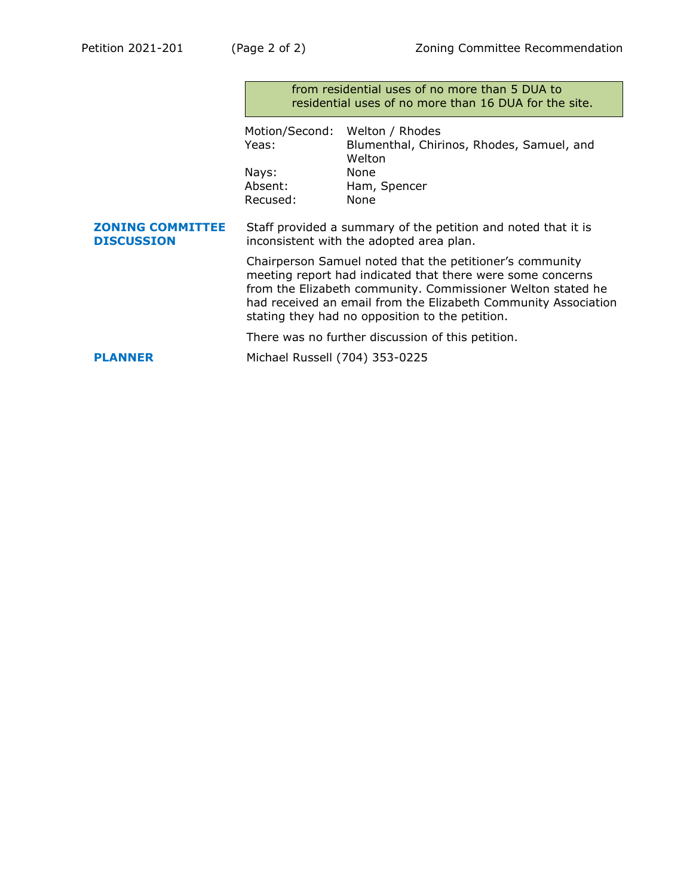from residential uses of no more than 5 DUA to residential uses of no more than 16 DUA for the site.

| | |
|---|---|
| Motion/Second: | Welton / Rhodes |
| Yeas: | Blumenthal, Chirinos, Rhodes, Samuel, and Welton |
| Nays: | None |
| Absent: | Ham, Spencer |
| Recused: | None |

**ZONING COMMITTEE DISCUSSION**

Staff provided a summary of the petition and noted that it is inconsistent with the adopted area plan.

Chairperson Samuel noted that the petitioner's community meeting report had indicated that there were some concerns from the Elizabeth community. Commissioner Welton stated he had received an email from the Elizabeth Community Association stating they had no opposition to the petition.

There was no further discussion of this petition.

**PLANNER**

Michael Russell (704) 353-0225